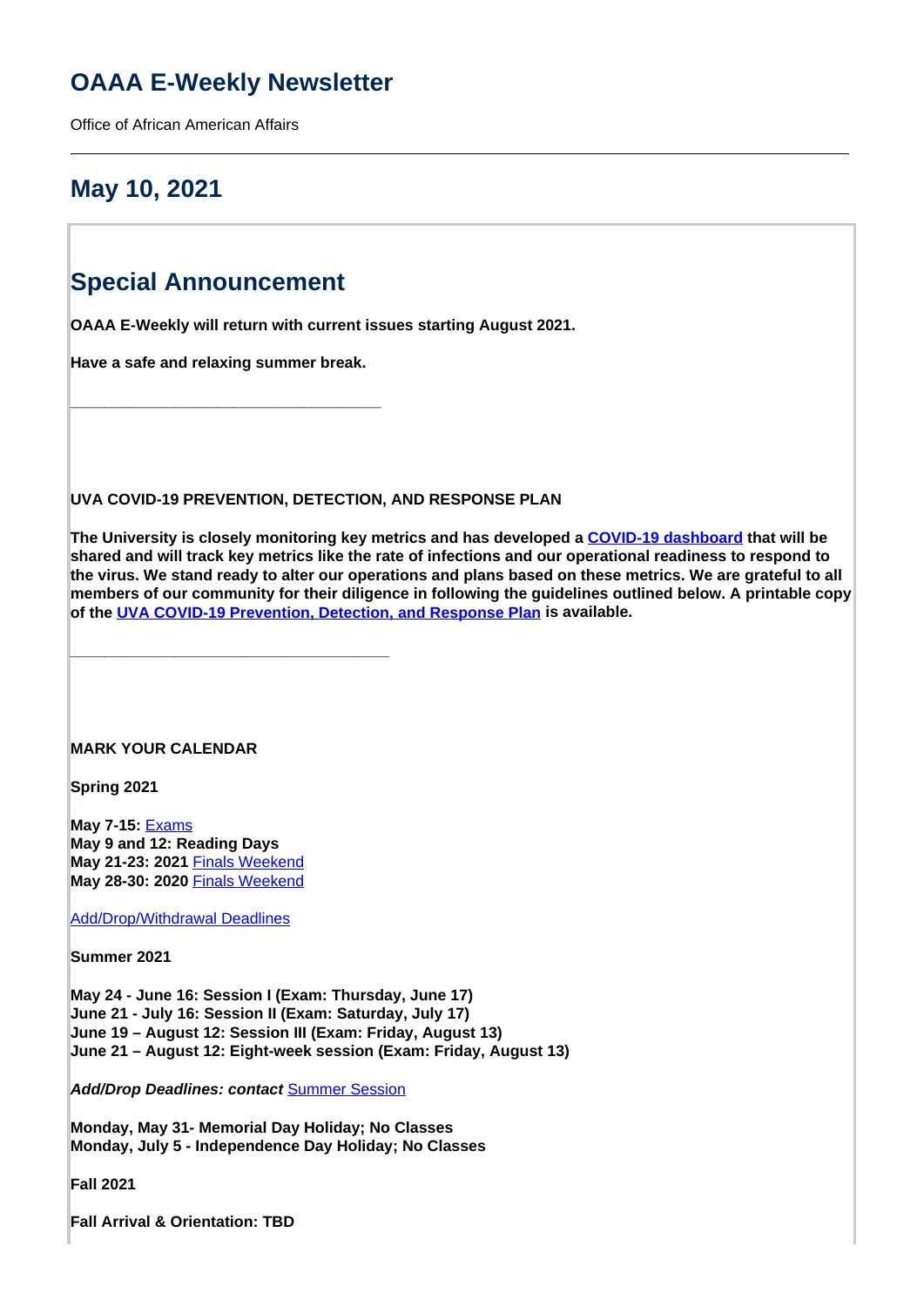# OAAA E-Weekly Newsletter

Office of African American Affairs

---

## May 10, 2021

## Special Announcement

**OAAA E-Weekly will return with current issues starting August 2021.**

**Have a safe and relaxing summer break.**

___________________________________

**UVA COVID-19 PREVENTION, DETECTION, AND RESPONSE PLAN**

**The University is closely monitoring key metrics and has developed a COVID-19 dashboard that will be shared and will track key metrics like the rate of infections and our operational readiness to respond to the virus. We stand ready to alter our operations and plans based on these metrics. We are grateful to all members of our community for their diligence in following the guidelines outlined below. A printable copy of the UVA COVID-19 Prevention, Detection, and Response Plan is available.**

___________________________________

**MARK YOUR CALENDAR**

**Spring 2021**

**May 7-15:** Exams
**May 9 and 12: Reading Days**
**May 21-23: 2021** Finals Weekend
**May 28-30: 2020** Finals Weekend

Add/Drop/Withdrawal Deadlines

**Summer 2021**

**May 24 - June 16: Session I (Exam: Thursday, June 17)**
**June 21 - July 16: Session II (Exam: Saturday, July 17)**
**June 19 – August 12: Session III (Exam: Friday, August 13)**
**June 21 – August 12: Eight-week session (Exam: Friday, August 13)**

***Add/Drop Deadlines: contact*** Summer Session

**Monday, May 31- Memorial Day Holiday; No Classes**
**Monday, July 5 - Independence Day Holiday; No Classes**

**Fall 2021**

**Fall Arrival & Orientation: TBD**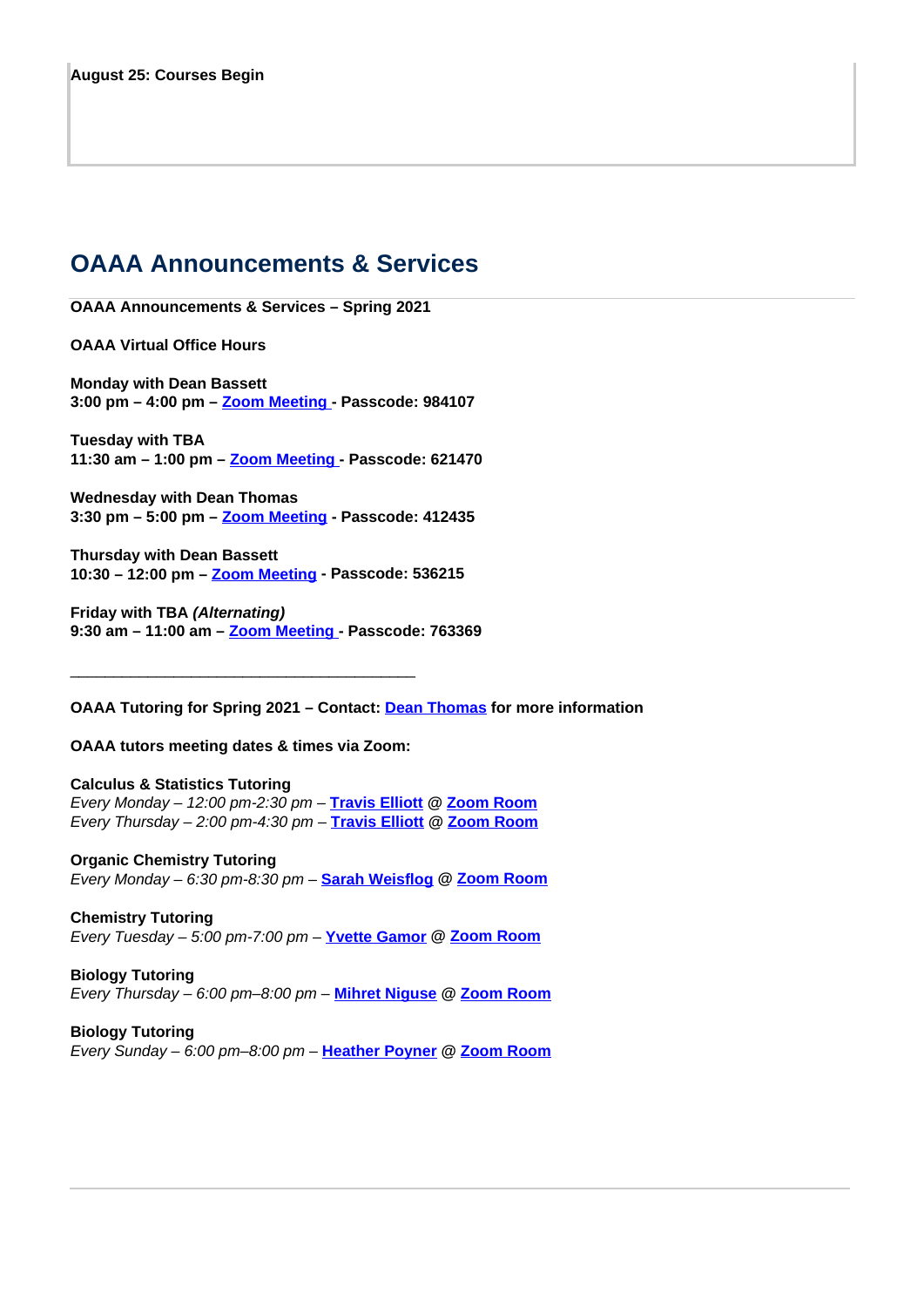**August 25: Courses Begin**

## OAAA Announcements & Services

**OAAA Announcements & Services – Spring 2021**

**OAAA Virtual Office Hours**

**Monday with Dean Bassett**
**3:00 pm – 4:00 pm – Zoom Meeting - Passcode: 984107**

**Tuesday with TBA**
**11:30 am – 1:00 pm – Zoom Meeting - Passcode: 621470**

**Wednesday with Dean Thomas**
**3:30 pm – 5:00 pm – Zoom Meeting - Passcode: 412435**

**Thursday with Dean Bassett**
**10:30 – 12:00 pm – Zoom Meeting - Passcode: 536215**

**Friday with TBA *(Alternating)***
**9:30 am – 11:00 am – Zoom Meeting - Passcode: 763369**

---

**OAAA Tutoring for Spring 2021 – Contact: Dean Thomas for more information**

**OAAA tutors meeting dates & times via Zoom:**

**Calculus & Statistics Tutoring**
*Every Monday – 12:00 pm-2:30 pm –* **Travis Elliott @ Zoom Room**
*Every Thursday – 2:00 pm-4:30 pm –* **Travis Elliott @ Zoom Room**

**Organic Chemistry Tutoring**
*Every Monday – 6:30 pm-8:30 pm –* **Sarah Weisflog @ Zoom Room**

**Chemistry Tutoring**
*Every Tuesday – 5:00 pm-7:00 pm –* **Yvette Gamor @ Zoom Room**

**Biology Tutoring**
*Every Thursday – 6:00 pm–8:00 pm –* **Mihret Niguse @ Zoom Room**

**Biology Tutoring**
*Every Sunday – 6:00 pm–8:00 pm –* **Heather Poyner @ Zoom Room**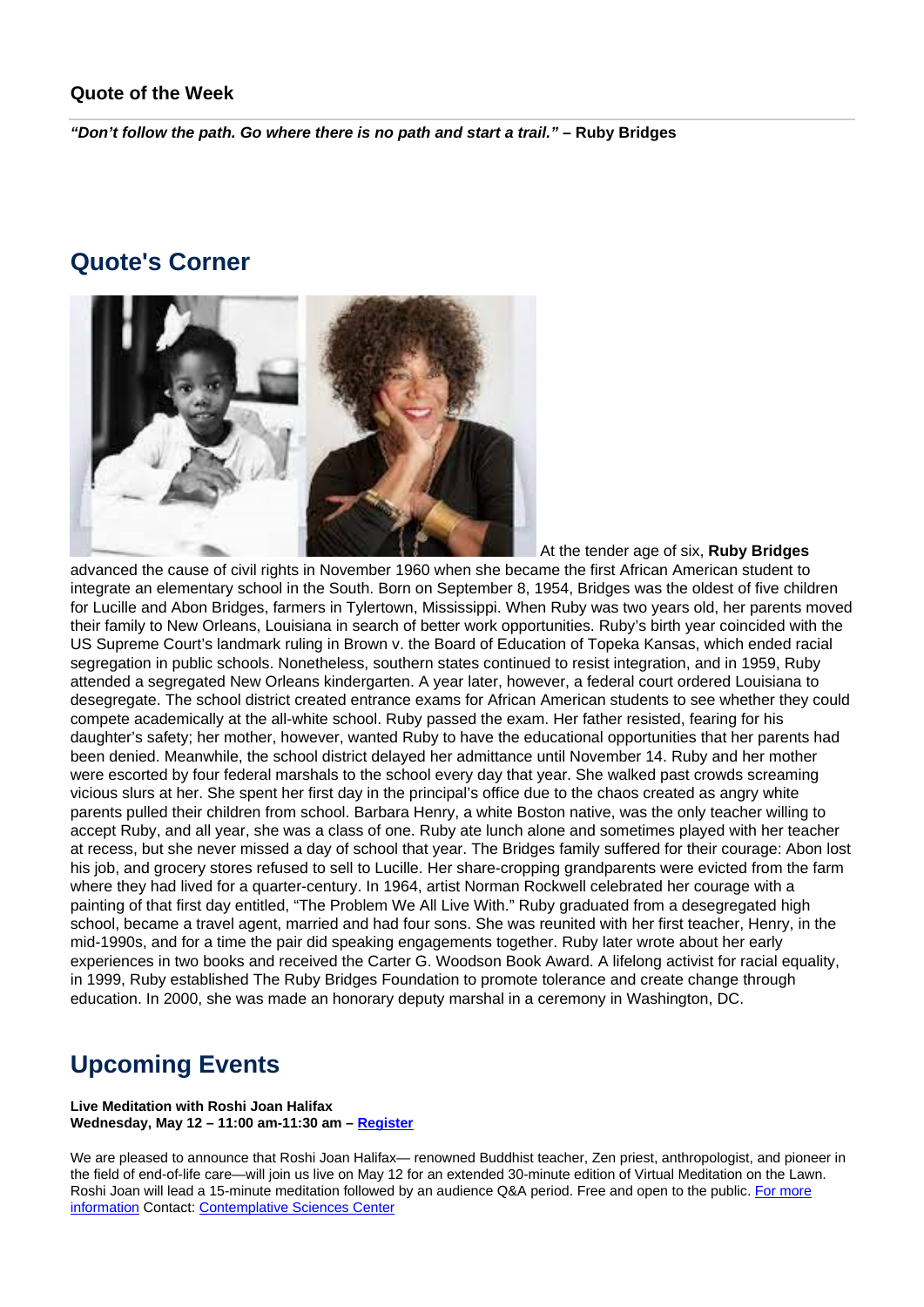**Quote of the Week**

***"Don't follow the path. Go where there is no path and start a trail."*** **– Ruby Bridges**

## Quote's Corner

At the tender age of six, **Ruby Bridges** advanced the cause of civil rights in November 1960 when she became the first African American student to integrate an elementary school in the South. Born on September 8, 1954, Bridges was the oldest of five children for Lucille and Abon Bridges, farmers in Tylertown, Mississippi. When Ruby was two years old, her parents moved their family to New Orleans, Louisiana in search of better work opportunities. Ruby's birth year coincided with the US Supreme Court's landmark ruling in Brown v. the Board of Education of Topeka Kansas, which ended racial segregation in public schools. Nonetheless, southern states continued to resist integration, and in 1959, Ruby attended a segregated New Orleans kindergarten. A year later, however, a federal court ordered Louisiana to desegregate. The school district created entrance exams for African American students to see whether they could compete academically at the all-white school. Ruby passed the exam. Her father resisted, fearing for his daughter's safety; her mother, however, wanted Ruby to have the educational opportunities that her parents had been denied. Meanwhile, the school district delayed her admittance until November 14. Ruby and her mother were escorted by four federal marshals to the school every day that year. She walked past crowds screaming vicious slurs at her. She spent her first day in the principal's office due to the chaos created as angry white parents pulled their children from school. Barbara Henry, a white Boston native, was the only teacher willing to accept Ruby, and all year, she was a class of one. Ruby ate lunch alone and sometimes played with her teacher at recess, but she never missed a day of school that year. The Bridges family suffered for their courage: Abon lost his job, and grocery stores refused to sell to Lucille. Her share-cropping grandparents were evicted from the farm where they had lived for a quarter-century. In 1964, artist Norman Rockwell celebrated her courage with a painting of that first day entitled, "The Problem We All Live With." Ruby graduated from a desegregated high school, became a travel agent, married and had four sons. She was reunited with her first teacher, Henry, in the mid-1990s, and for a time the pair did speaking engagements together. Ruby later wrote about her early experiences in two books and received the Carter G. Woodson Book Award. A lifelong activist for racial equality, in 1999, Ruby established The Ruby Bridges Foundation to promote tolerance and create change through education. In 2000, she was made an honorary deputy marshal in a ceremony in Washington, DC.

## Upcoming Events

**Live Meditation with Roshi Joan Halifax**
**Wednesday, May 12 – 11:00 am-11:30 am – Register**

We are pleased to announce that Roshi Joan Halifax— renowned Buddhist teacher, Zen priest, anthropologist, and pioneer in the field of end-of-life care—will join us live on May 12 for an extended 30-minute edition of Virtual Meditation on the Lawn. Roshi Joan will lead a 15-minute meditation followed by an audience Q&A period. Free and open to the public. For more information Contact: Contemplative Sciences Center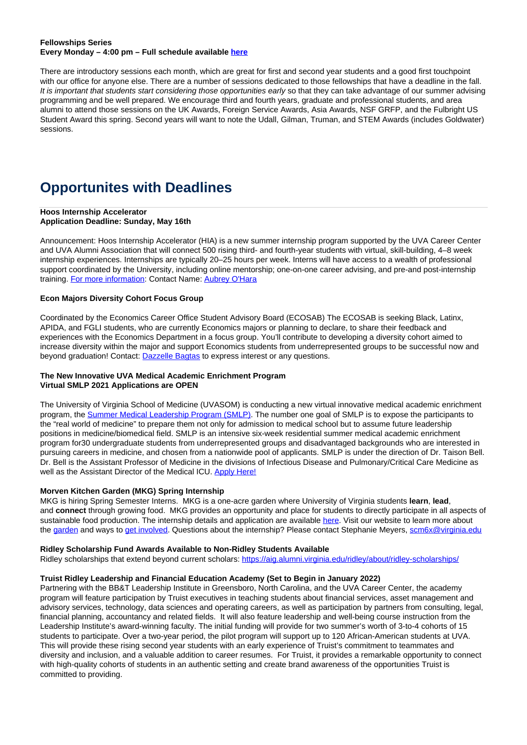**Fellowships Series**
**Every Monday – 4:00 pm – Full schedule available [here]**

There are introductory sessions each month, which are great for first and second year students and a good first touchpoint with our office for anyone else. There are a number of sessions dedicated to those fellowships that have a deadline in the fall. *It is important that students start considering those opportunities early* so that they can take advantage of our summer advising programming and be well prepared. We encourage third and fourth years, graduate and professional students, and area alumni to attend those sessions on the UK Awards, Foreign Service Awards, Asia Awards, NSF GRFP, and the Fulbright US Student Award this spring. Second years will want to note the Udall, Gilman, Truman, and STEM Awards (includes Goldwater) sessions.

## Opportunites with Deadlines

**Hoos Internship Accelerator**
**Application Deadline: Sunday, May 16th**

Announcement: Hoos Internship Accelerator (HIA) is a new summer internship program supported by the UVA Career Center and UVA Alumni Association that will connect 500 rising third- and fourth-year students with virtual, skill-building, 4–8 week internship experiences. Internships are typically 20–25 hours per week. Interns will have access to a wealth of professional support coordinated by the University, including online mentorship; one-on-one career advising, and pre-and post-internship training. For more information: Contact Name: Aubrey O'Hara

**Econ Majors Diversity Cohort Focus Group**

Coordinated by the Economics Career Office Student Advisory Board (ECOSAB) The ECOSAB is seeking Black, Latinx, APIDA, and FGLI students, who are currently Economics majors or planning to declare, to share their feedback and experiences with the Economics Department in a focus group. You'll contribute to developing a diversity cohort aimed to increase diversity within the major and support Economics students from underrepresented groups to be successful now and beyond graduation! Contact: Dazzelle Bagtas to express interest or any questions.

**The New Innovative UVA Medical Academic Enrichment Program**
**Virtual SMLP 2021 Applications are OPEN**

The University of Virginia School of Medicine (UVASOM) is conducting a new virtual innovative medical academic enrichment program, the Summer Medical Leadership Program (SMLP). The number one goal of SMLP is to expose the participants to the "real world of medicine" to prepare them not only for admission to medical school but to assume future leadership positions in medicine/biomedical field. SMLP is an intensive six-week residential summer medical academic enrichment program for30 undergraduate students from underrepresented groups and disadvantaged backgrounds who are interested in pursuing careers in medicine, and chosen from a nationwide pool of applicants. SMLP is under the direction of Dr. Taison Bell. Dr. Bell is the Assistant Professor of Medicine in the divisions of Infectious Disease and Pulmonary/Critical Care Medicine as well as the Assistant Director of the Medical ICU. Apply Here!

**Morven Kitchen Garden (MKG) Spring Internship**
MKG is hiring Spring Semester Interns. MKG is a one-acre garden where University of Virginia students **learn**, **lead**, and **connect** through growing food. MKG provides an opportunity and place for students to directly participate in all aspects of sustainable food production. The internship details and application are available here. Visit our website to learn more about the garden and ways to get involved. Questions about the internship? Please contact Stephanie Meyers, scm6x@virginia.edu

**Ridley Scholarship Fund Awards Available to Non-Ridley Students Available**
Ridley scholarships that extend beyond current scholars: https://aig.alumni.virginia.edu/ridley/about/ridley-scholarships/

**Truist Ridley Leadership and Financial Education Academy (Set to Begin in January 2022)**
Partnering with the BB&T Leadership Institute in Greensboro, North Carolina, and the UVA Career Center, the academy program will feature participation by Truist executives in teaching students about financial services, asset management and advisory services, technology, data sciences and operating careers, as well as participation by partners from consulting, legal, financial planning, accountancy and related fields. It will also feature leadership and well-being course instruction from the Leadership Institute's award-winning faculty. The initial funding will provide for two summer's worth of 3-to-4 cohorts of 15 students to participate. Over a two-year period, the pilot program will support up to 120 African-American students at UVA. This will provide these rising second year students with an early experience of Truist's commitment to teammates and diversity and inclusion, and a valuable addition to career resumes. For Truist, it provides a remarkable opportunity to connect with high-quality cohorts of students in an authentic setting and create brand awareness of the opportunities Truist is committed to providing.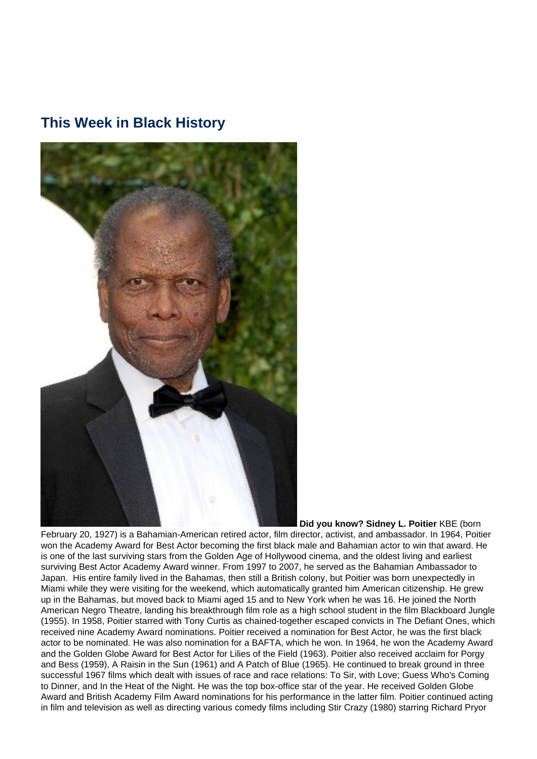## This Week in Black History

**Did you know? Sidney L. Poitier** KBE (born February 20, 1927) is a Bahamian-American retired actor, film director, activist, and ambassador. In 1964, Poitier won the Academy Award for Best Actor becoming the first black male and Bahamian actor to win that award. He is one of the last surviving stars from the Golden Age of Hollywood cinema, and the oldest living and earliest surviving Best Actor Academy Award winner. From 1997 to 2007, he served as the Bahamian Ambassador to Japan. His entire family lived in the Bahamas, then still a British colony, but Poitier was born unexpectedly in Miami while they were visiting for the weekend, which automatically granted him American citizenship. He grew up in the Bahamas, but moved back to Miami aged 15 and to New York when he was 16. He joined the North American Negro Theatre, landing his breakthrough film role as a high school student in the film Blackboard Jungle (1955). In 1958, Poitier starred with Tony Curtis as chained-together escaped convicts in The Defiant Ones, which received nine Academy Award nominations. Poitier received a nomination for Best Actor, he was the first black actor to be nominated. He was also nomination for a BAFTA, which he won. In 1964, he won the Academy Award and the Golden Globe Award for Best Actor for Lilies of the Field (1963). Poitier also received acclaim for Porgy and Bess (1959), A Raisin in the Sun (1961) and A Patch of Blue (1965). He continued to break ground in three successful 1967 films which dealt with issues of race and race relations: To Sir, with Love; Guess Who's Coming to Dinner, and In the Heat of the Night. He was the top box-office star of the year. He received Golden Globe Award and British Academy Film Award nominations for his performance in the latter film. Poitier continued acting in film and television as well as directing various comedy films including Stir Crazy (1980) starring Richard Pryor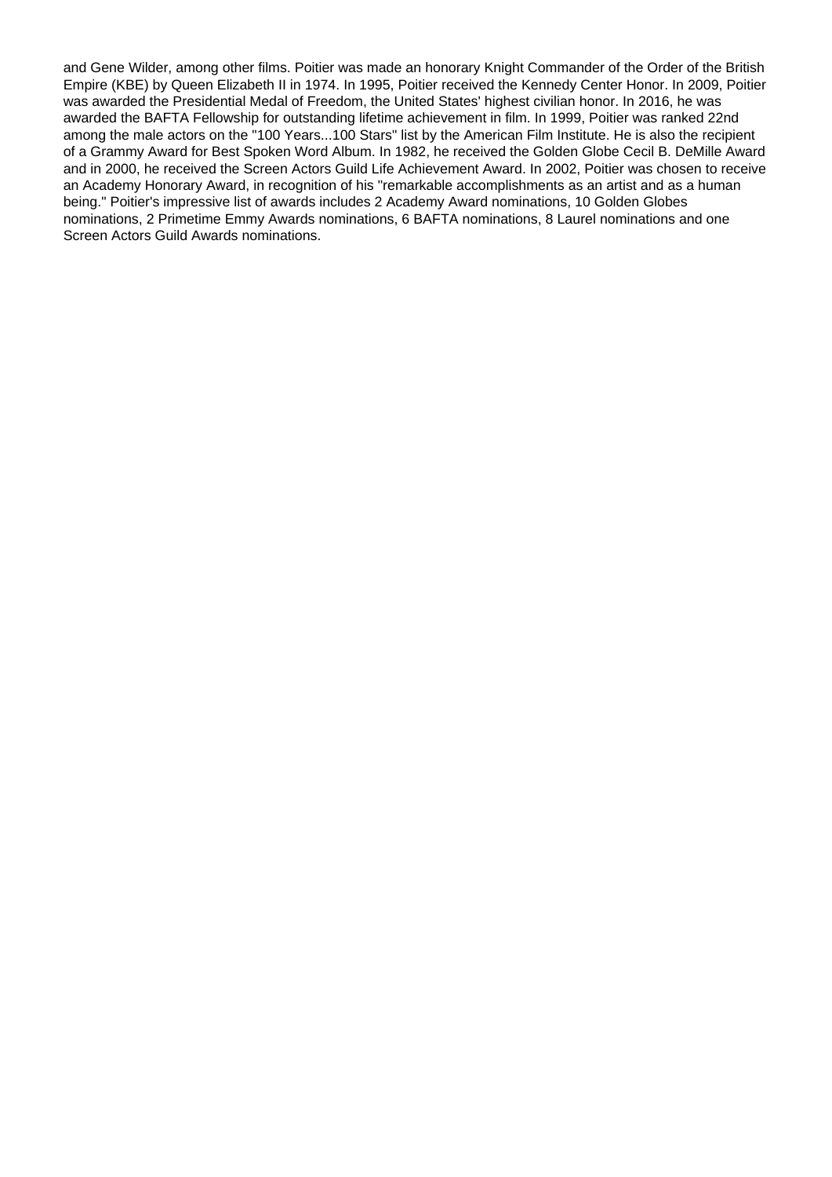and Gene Wilder, among other films. Poitier was made an honorary Knight Commander of the Order of the British Empire (KBE) by Queen Elizabeth II in 1974. In 1995, Poitier received the Kennedy Center Honor. In 2009, Poitier was awarded the Presidential Medal of Freedom, the United States' highest civilian honor. In 2016, he was awarded the BAFTA Fellowship for outstanding lifetime achievement in film. In 1999, Poitier was ranked 22nd among the male actors on the "100 Years...100 Stars" list by the American Film Institute. He is also the recipient of a Grammy Award for Best Spoken Word Album. In 1982, he received the Golden Globe Cecil B. DeMille Award and in 2000, he received the Screen Actors Guild Life Achievement Award. In 2002, Poitier was chosen to receive an Academy Honorary Award, in recognition of his "remarkable accomplishments as an artist and as a human being." Poitier's impressive list of awards includes 2 Academy Award nominations, 10 Golden Globes nominations, 2 Primetime Emmy Awards nominations, 6 BAFTA nominations, 8 Laurel nominations and one Screen Actors Guild Awards nominations.